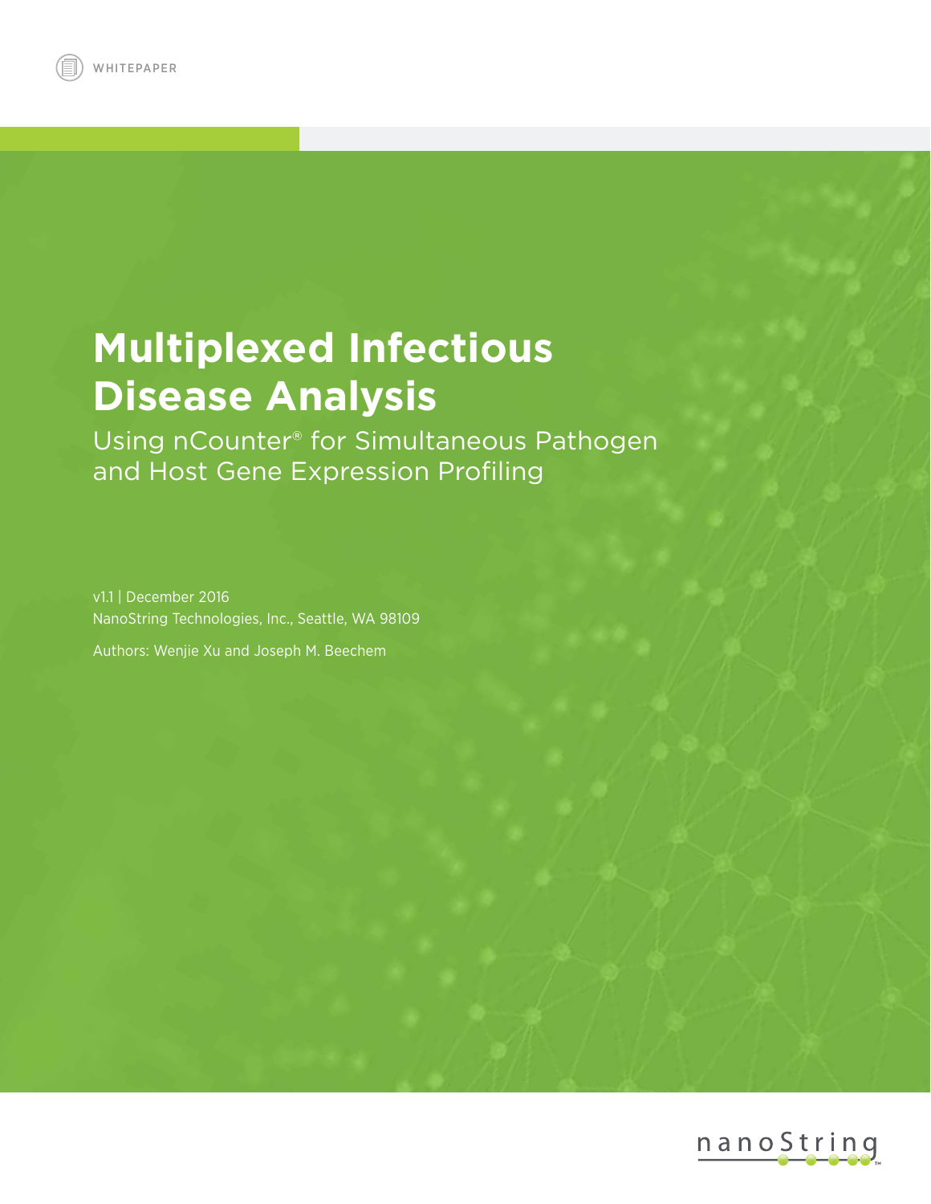WHITEPAPER

# Multiplexed Infectious Disease Analysis

## Using nCounter® for Simultaneous Pathogen and Host Gene Expression Profiling

v1.1 | December 2016

NanoString Technologies, Inc., Seattle, WA 98109

Authors: Wenjie Xu and Joseph M. Beechem

nanoString™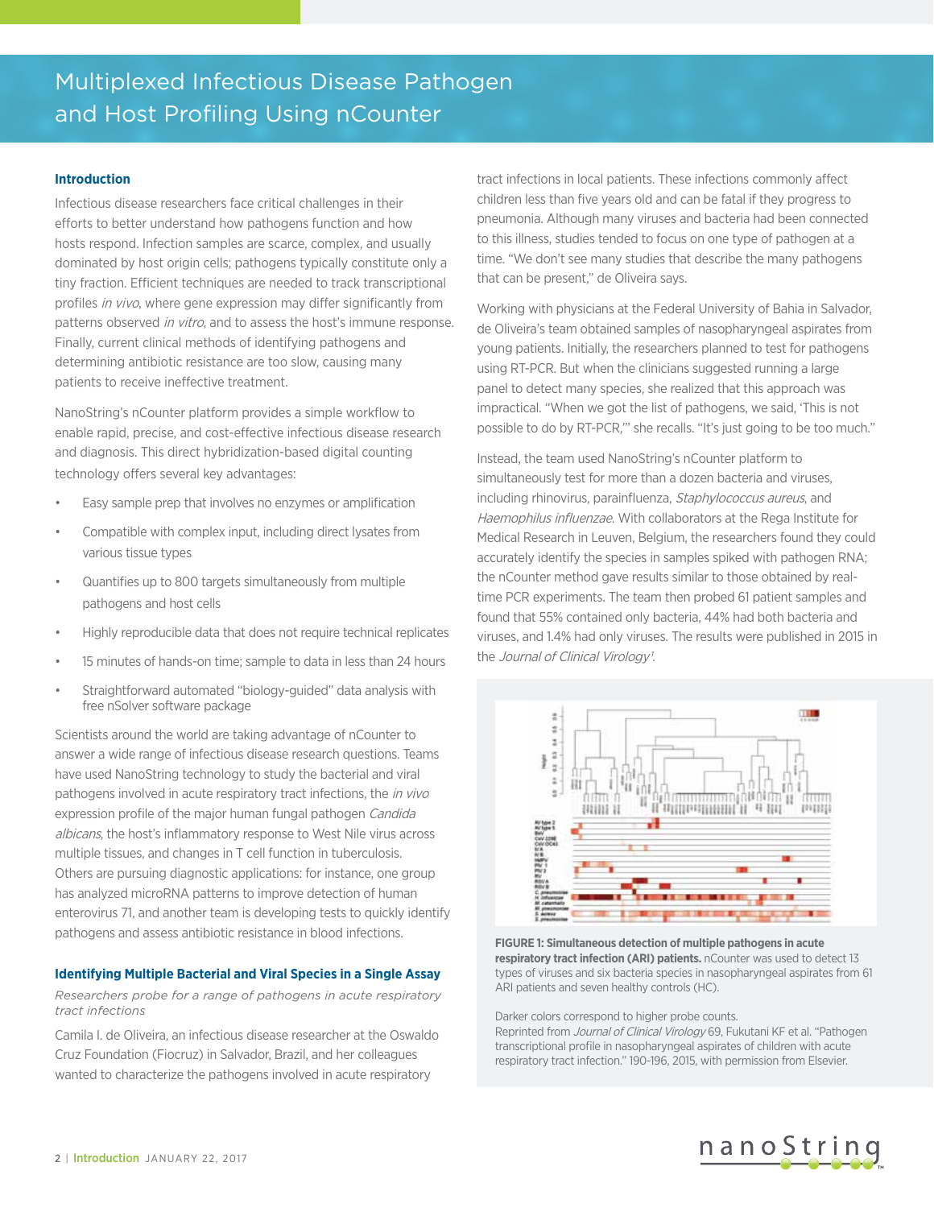# Multiplexed Infectious Disease Pathogen and Host Profiling Using nCounter

## Introduction

Infectious disease researchers face critical challenges in their efforts to better understand how pathogens function and how hosts respond. Infection samples are scarce, complex, and usually dominated by host origin cells; pathogens typically constitute only a tiny fraction. Efficient techniques are needed to track transcriptional profiles *in vivo*, where gene expression may differ significantly from patterns observed *in vitro*, and to assess the host's immune response. Finally, current clinical methods of identifying pathogens and determining antibiotic resistance are too slow, causing many patients to receive ineffective treatment.

NanoString's nCounter platform provides a simple workflow to enable rapid, precise, and cost-effective infectious disease research and diagnosis. This direct hybridization-based digital counting technology offers several key advantages:

- Easy sample prep that involves no enzymes or amplification
- Compatible with complex input, including direct lysates from various tissue types
- Quantifies up to 800 targets simultaneously from multiple pathogens and host cells
- Highly reproducible data that does not require technical replicates
- 15 minutes of hands-on time; sample to data in less than 24 hours
- Straightforward automated "biology-guided" data analysis with free nSolver software package

Scientists around the world are taking advantage of nCounter to answer a wide range of infectious disease research questions. Teams have used NanoString technology to study the bacterial and viral pathogens involved in acute respiratory tract infections, the *in vivo* expression profile of the major human fungal pathogen *Candida albicans*, the host's inflammatory response to West Nile virus across multiple tissues, and changes in T cell function in tuberculosis. Others are pursuing diagnostic applications: for instance, one group has analyzed microRNA patterns to improve detection of human enterovirus 71, and another team is developing tests to quickly identify pathogens and assess antibiotic resistance in blood infections.

### Identifying Multiple Bacterial and Viral Species in a Single Assay

*Researchers probe for a range of pathogens in acute respiratory tract infections*

Camila I. de Oliveira, an infectious disease researcher at the Oswaldo Cruz Foundation (Fiocruz) in Salvador, Brazil, and her colleagues wanted to characterize the pathogens involved in acute respiratory tract infections in local patients. These infections commonly affect children less than five years old and can be fatal if they progress to pneumonia. Although many viruses and bacteria had been connected to this illness, studies tended to focus on one type of pathogen at a time. "We don't see many studies that describe the many pathogens that can be present," de Oliveira says.

Working with physicians at the Federal University of Bahia in Salvador, de Oliveira's team obtained samples of nasopharyngeal aspirates from young patients. Initially, the researchers planned to test for pathogens using RT-PCR. But when the clinicians suggested running a large panel to detect many species, she realized that this approach was impractical. "When we got the list of pathogens, we said, 'This is not possible to do by RT-PCR,'" she recalls. "It's just going to be too much."

Instead, the team used NanoString's nCounter platform to simultaneously test for more than a dozen bacteria and viruses, including rhinovirus, parainfluenza, *Staphylococcus aureus*, and *Haemophilus influenzae*. With collaborators at the Rega Institute for Medical Research in Leuven, Belgium, the researchers found they could accurately identify the species in samples spiked with pathogen RNA; the nCounter method gave results similar to those obtained by real-time PCR experiments. The team then probed 61 patient samples and found that 55% contained only bacteria, 44% had both bacteria and viruses, and 1.4% had only viruses. The results were published in 2015 in the *Journal of Clinical Virology*[1].

**FIGURE 1: Simultaneous detection of multiple pathogens in acute respiratory tract infection (ARI) patients.** nCounter was used to detect 13 types of viruses and six bacteria species in nasopharyngeal aspirates from 61 ARI patients and seven healthy controls (HC).

Darker colors correspond to higher probe counts.
Reprinted from *Journal of Clinical Virology* 69, Fukutani KF et al. "Pathogen transcriptional profile in nasopharyngeal aspirates of children with acute respiratory tract infection." 190-196, 2015, with permission from Elsevier.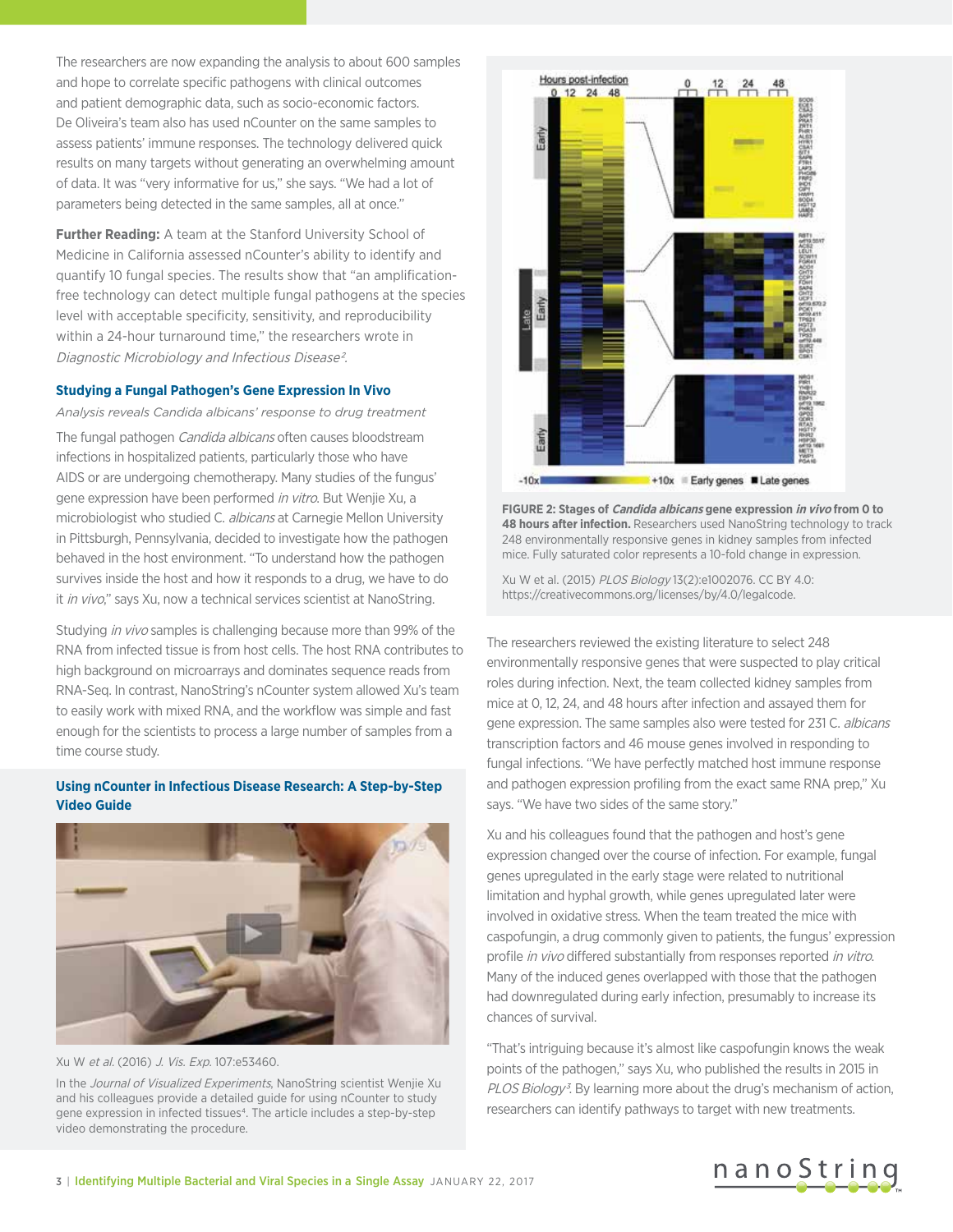The researchers are now expanding the analysis to about 600 samples and hope to correlate specific pathogens with clinical outcomes and patient demographic data, such as socio-economic factors. De Oliveira's team also has used nCounter on the same samples to assess patients' immune responses. The technology delivered quick results on many targets without generating an overwhelming amount of data. It was "very informative for us," she says. "We had a lot of parameters being detected in the same samples, all at once."

**Further Reading:** A team at the Stanford University School of Medicine in California assessed nCounter's ability to identify and quantify 10 fungal species. The results show that "an amplification-free technology can detect multiple fungal pathogens at the species level with acceptable specificity, sensitivity, and reproducibility within a 24-hour turnaround time," the researchers wrote in *Diagnostic Microbiology and Infectious Disease*[2].

### Studying a Fungal Pathogen's Gene Expression In Vivo

*Analysis reveals Candida albicans' response to drug treatment*

The fungal pathogen *Candida albicans* often causes bloodstream infections in hospitalized patients, particularly those who have AIDS or are undergoing chemotherapy. Many studies of the fungus' gene expression have been performed *in vitro*. But Wenjie Xu, a microbiologist who studied C. *albicans* at Carnegie Mellon University in Pittsburgh, Pennsylvania, decided to investigate how the pathogen behaved in the host environment. "To understand how the pathogen survives inside the host and how it responds to a drug, we have to do it *in vivo*," says Xu, now a technical services scientist at NanoString.

Studying *in vivo* samples is challenging because more than 99% of the RNA from infected tissue is from host cells. The host RNA contributes to high background on microarrays and dominates sequence reads from RNA-Seq. In contrast, NanoString's nCounter system allowed Xu's team to easily work with mixed RNA, and the workflow was simple and fast enough for the scientists to process a large number of samples from a time course study.

**Using nCounter in Infectious Disease Research: A Step-by-Step Video Guide**

Xu W *et al.* (2016) *J. Vis. Exp.* 107:e53460.

In the *Journal of Visualized Experiments*, NanoString scientist Wenjie Xu and his colleagues provide a detailed guide for using nCounter to study gene expression in infected tissues[4]. The article includes a step-by-step video demonstrating the procedure.

**FIGURE 2: Stages of *Candida albicans* gene expression *in vivo* from 0 to 48 hours after infection.** Researchers used NanoString technology to track 248 environmentally responsive genes in kidney samples from infected mice. Fully saturated color represents a 10-fold change in expression.

Xu W et al. (2015) *PLOS Biology* 13(2):e1002076. CC BY 4.0: https://creativecommons.org/licenses/by/4.0/legalcode.

The researchers reviewed the existing literature to select 248 environmentally responsive genes that were suspected to play critical roles during infection. Next, the team collected kidney samples from mice at 0, 12, 24, and 48 hours after infection and assayed them for gene expression. The same samples also were tested for 231 C. *albicans* transcription factors and 46 mouse genes involved in responding to fungal infections. "We have perfectly matched host immune response and pathogen expression profiling from the exact same RNA prep," Xu says. "We have two sides of the same story."

Xu and his colleagues found that the pathogen and host's gene expression changed over the course of infection. For example, fungal genes upregulated in the early stage were related to nutritional limitation and hyphal growth, while genes upregulated later were involved in oxidative stress. When the team treated the mice with caspofungin, a drug commonly given to patients, the fungus' expression profile *in vivo* differed substantially from responses reported *in vitro*. Many of the induced genes overlapped with those that the pathogen had downregulated during early infection, presumably to increase its chances of survival.

"That's intriguing because it's almost like caspofungin knows the weak points of the pathogen," says Xu, who published the results in 2015 in *PLOS Biology*[3]. By learning more about the drug's mechanism of action, researchers can identify pathways to target with new treatments.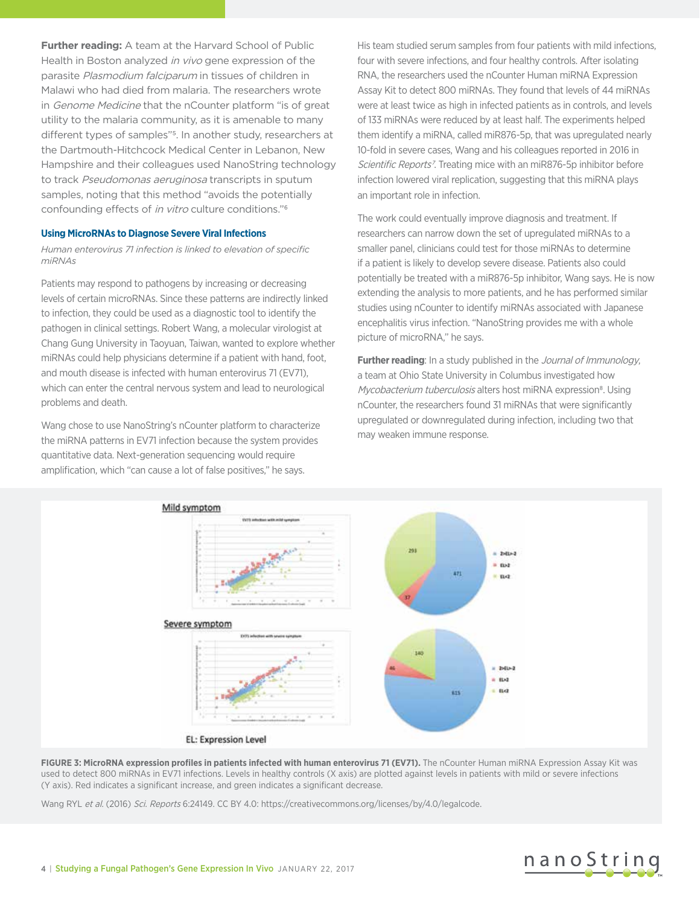**Further reading:** A team at the Harvard School of Public Health in Boston analyzed *in vivo* gene expression of the parasite *Plasmodium falciparum* in tissues of children in Malawi who had died from malaria. The researchers wrote in *Genome Medicine* that the nCounter platform "is of great utility to the malaria community, as it is amenable to many different types of samples"[5]. In another study, researchers at the Dartmouth-Hitchcock Medical Center in Lebanon, New Hampshire and their colleagues used NanoString technology to track *Pseudomonas aeruginosa* transcripts in sputum samples, noting that this method "avoids the potentially confounding effects of *in vitro* culture conditions."[6]

## Using MicroRNAs to Diagnose Severe Viral Infections

*Human enterovirus 71 infection is linked to elevation of specific miRNAs*

Patients may respond to pathogens by increasing or decreasing levels of certain microRNAs. Since these patterns are indirectly linked to infection, they could be used as a diagnostic tool to identify the pathogen in clinical settings. Robert Wang, a molecular virologist at Chang Gung University in Taoyuan, Taiwan, wanted to explore whether miRNAs could help physicians determine if a patient with hand, foot, and mouth disease is infected with human enterovirus 71 (EV71), which can enter the central nervous system and lead to neurological problems and death.

Wang chose to use NanoString's nCounter platform to characterize the miRNA patterns in EV71 infection because the system provides quantitative data. Next-generation sequencing would require amplification, which "can cause a lot of false positives," he says.

His team studied serum samples from four patients with mild infections, four with severe infections, and four healthy controls. After isolating RNA, the researchers used the nCounter Human miRNA Expression Assay Kit to detect 800 miRNAs. They found that levels of 44 miRNAs were at least twice as high in infected patients as in controls, and levels of 133 miRNAs were reduced by at least half. The experiments helped them identify a miRNA, called miR876-5p, that was upregulated nearly 10-fold in severe cases, Wang and his colleagues reported in 2016 in *Scientific Reports*[7]. Treating mice with an miR876-5p inhibitor before infection lowered viral replication, suggesting that this miRNA plays an important role in infection.

The work could eventually improve diagnosis and treatment. If researchers can narrow down the set of upregulated miRNAs to a smaller panel, clinicians could test for those miRNAs to determine if a patient is likely to develop severe disease. Patients also could potentially be treated with a miR876-5p inhibitor, Wang says. He is now extending the analysis to more patients, and he has performed similar studies using nCounter to identify miRNAs associated with Japanese encephalitis virus infection. "NanoString provides me with a whole picture of microRNA," he says.

**Further reading**: In a study published in the *Journal of Immunology*, a team at Ohio State University in Columbus investigated how *Mycobacterium tuberculosis* alters host miRNA expression[8]. Using nCounter, the researchers found 31 miRNAs that were significantly upregulated or downregulated during infection, including two that may weaken immune response.

**FIGURE 3: MicroRNA expression profiles in patients infected with human enterovirus 71 (EV71).** The nCounter Human miRNA Expression Assay Kit was used to detect 800 miRNAs in EV71 infections. Levels in healthy controls (X axis) are plotted against levels in patients with mild or severe infections (Y axis). Red indicates a significant increase, and green indicates a significant decrease.

Wang RYL *et al.* (2016) *Sci. Reports* 6:24149. CC BY 4.0: https://creativecommons.org/licenses/by/4.0/legalcode.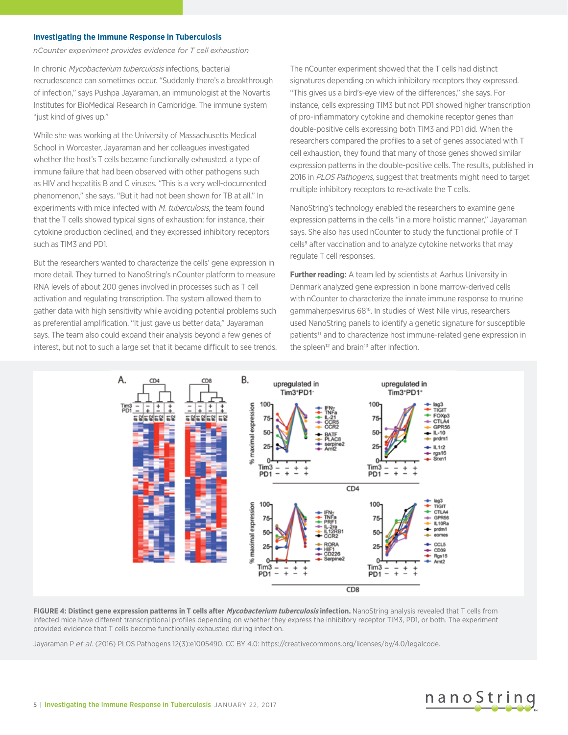### Investigating the Immune Response in Tuberculosis

*nCounter experiment provides evidence for T cell exhaustion*

In chronic *Mycobacterium tuberculosis* infections, bacterial recrudescence can sometimes occur. "Suddenly there's a breakthrough of infection," says Pushpa Jayaraman, an immunologist at the Novartis Institutes for BioMedical Research in Cambridge. The immune system "just kind of gives up."

While she was working at the University of Massachusetts Medical School in Worcester, Jayaraman and her colleagues investigated whether the host's T cells became functionally exhausted, a type of immune failure that had been observed with other pathogens such as HIV and hepatitis B and C viruses. "This is a very well-documented phenomenon," she says. "But it had not been shown for TB at all." In experiments with mice infected with *M. tuberculosis*, the team found that the T cells showed typical signs of exhaustion: for instance, their cytokine production declined, and they expressed inhibitory receptors such as TIM3 and PD1.

But the researchers wanted to characterize the cells' gene expression in more detail. They turned to NanoString's nCounter platform to measure RNA levels of about 200 genes involved in processes such as T cell activation and regulating transcription. The system allowed them to gather data with high sensitivity while avoiding potential problems such as preferential amplification. "It just gave us better data," Jayaraman says. The team also could expand their analysis beyond a few genes of interest, but not to such a large set that it became difficult to see trends.

The nCounter experiment showed that the T cells had distinct signatures depending on which inhibitory receptors they expressed. "This gives us a bird's-eye view of the differences," she says. For instance, cells expressing TIM3 but not PD1 showed higher transcription of pro-inflammatory cytokine and chemokine receptor genes than double-positive cells expressing both TIM3 and PD1 did. When the researchers compared the profiles to a set of genes associated with T cell exhaustion, they found that many of those genes showed similar expression patterns in the double-positive cells. The results, published in 2016 in *PLOS Pathogens*, suggest that treatments might need to target multiple inhibitory receptors to re-activate the T cells.

NanoString's technology enabled the researchers to examine gene expression patterns in the cells "in a more holistic manner," Jayaraman says. She also has used nCounter to study the functional profile of T cells[9] after vaccination and to analyze cytokine networks that may regulate T cell responses.

**Further reading:** A team led by scientists at Aarhus University in Denmark analyzed gene expression in bone marrow-derived cells with nCounter to characterize the innate immune response to murine gammaherpesvirus 68[10]. In studies of West Nile virus, researchers used NanoString panels to identify a genetic signature for susceptible patients[11] and to characterize host immune-related gene expression in the spleen[12] and brain[13] after infection.

**FIGURE 4: Distinct gene expression patterns in T cells after *Mycobacterium tuberculosis* infection.** NanoString analysis revealed that T cells from infected mice have different transcriptional profiles depending on whether they express the inhibitory receptor TIM3, PD1, or both. The experiment provided evidence that T cells become functionally exhausted during infection.

Jayaraman P *et al*. (2016) PLOS Pathogens 12(3):e1005490. CC BY 4.0: https://creativecommons.org/licenses/by/4.0/legalcode.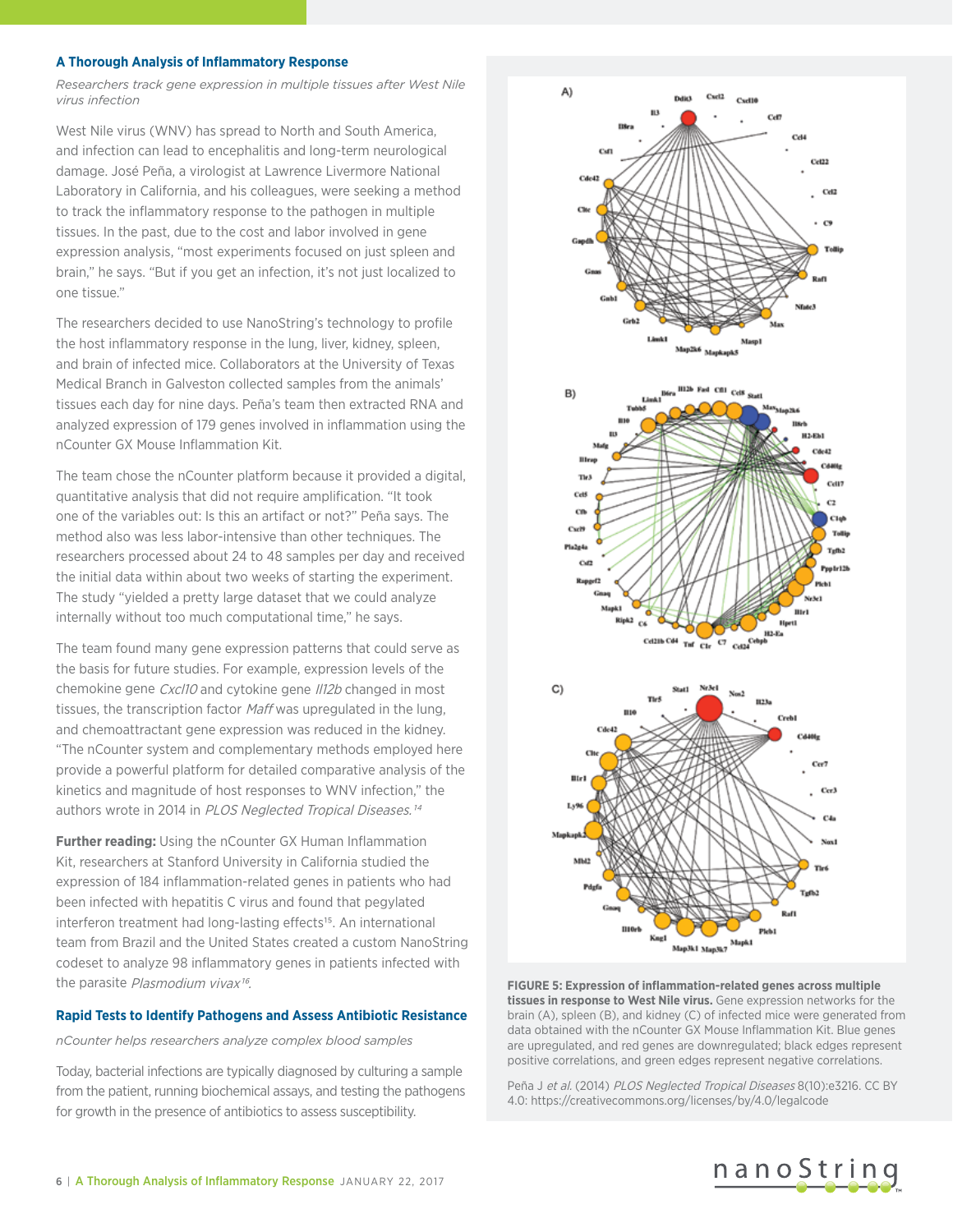## A Thorough Analysis of Inflammatory Response

*Researchers track gene expression in multiple tissues after West Nile virus infection*

West Nile virus (WNV) has spread to North and South America, and infection can lead to encephalitis and long-term neurological damage. José Peña, a virologist at Lawrence Livermore National Laboratory in California, and his colleagues, were seeking a method to track the inflammatory response to the pathogen in multiple tissues. In the past, due to the cost and labor involved in gene expression analysis, "most experiments focused on just spleen and brain," he says. "But if you get an infection, it's not just localized to one tissue."

The researchers decided to use NanoString's technology to profile the host inflammatory response in the lung, liver, kidney, spleen, and brain of infected mice. Collaborators at the University of Texas Medical Branch in Galveston collected samples from the animals' tissues each day for nine days. Peña's team then extracted RNA and analyzed expression of 179 genes involved in inflammation using the nCounter GX Mouse Inflammation Kit.

The team chose the nCounter platform because it provided a digital, quantitative analysis that did not require amplification. "It took one of the variables out: Is this an artifact or not?" Peña says. The method also was less labor-intensive than other techniques. The researchers processed about 24 to 48 samples per day and received the initial data within about two weeks of starting the experiment. The study "yielded a pretty large dataset that we could analyze internally without too much computational time," he says.

The team found many gene expression patterns that could serve as the basis for future studies. For example, expression levels of the chemokine gene *Cxcl10* and cytokine gene *Il12b* changed in most tissues, the transcription factor *Maff* was upregulated in the lung, and chemoattractant gene expression was reduced in the kidney. "The nCounter system and complementary methods employed here provide a powerful platform for detailed comparative analysis of the kinetics and magnitude of host responses to WNV infection," the authors wrote in 2014 in *PLOS Neglected Tropical Diseases.*[14]

**Further reading:** Using the nCounter GX Human Inflammation Kit, researchers at Stanford University in California studied the expression of 184 inflammation-related genes in patients who had been infected with hepatitis C virus and found that pegylated interferon treatment had long-lasting effects[15]. An international team from Brazil and the United States created a custom NanoString codeset to analyze 98 inflammatory genes in patients infected with the parasite *Plasmodium vivax*[16].

**FIGURE 5: Expression of inflammation-related genes across multiple tissues in response to West Nile virus.** Gene expression networks for the brain (A), spleen (B), and kidney (C) of infected mice were generated from data obtained with the nCounter GX Mouse Inflammation Kit. Blue genes are upregulated, and red genes are downregulated; black edges represent positive correlations, and green edges represent negative correlations.

Peña J *et al.* (2014) *PLOS Neglected Tropical Diseases* 8(10):e3216. CC BY 4.0: https://creativecommons.org/licenses/by/4.0/legalcode

## Rapid Tests to Identify Pathogens and Assess Antibiotic Resistance

*nCounter helps researchers analyze complex blood samples*

Today, bacterial infections are typically diagnosed by culturing a sample from the patient, running biochemical assays, and testing the pathogens for growth in the presence of antibiotics to assess susceptibility.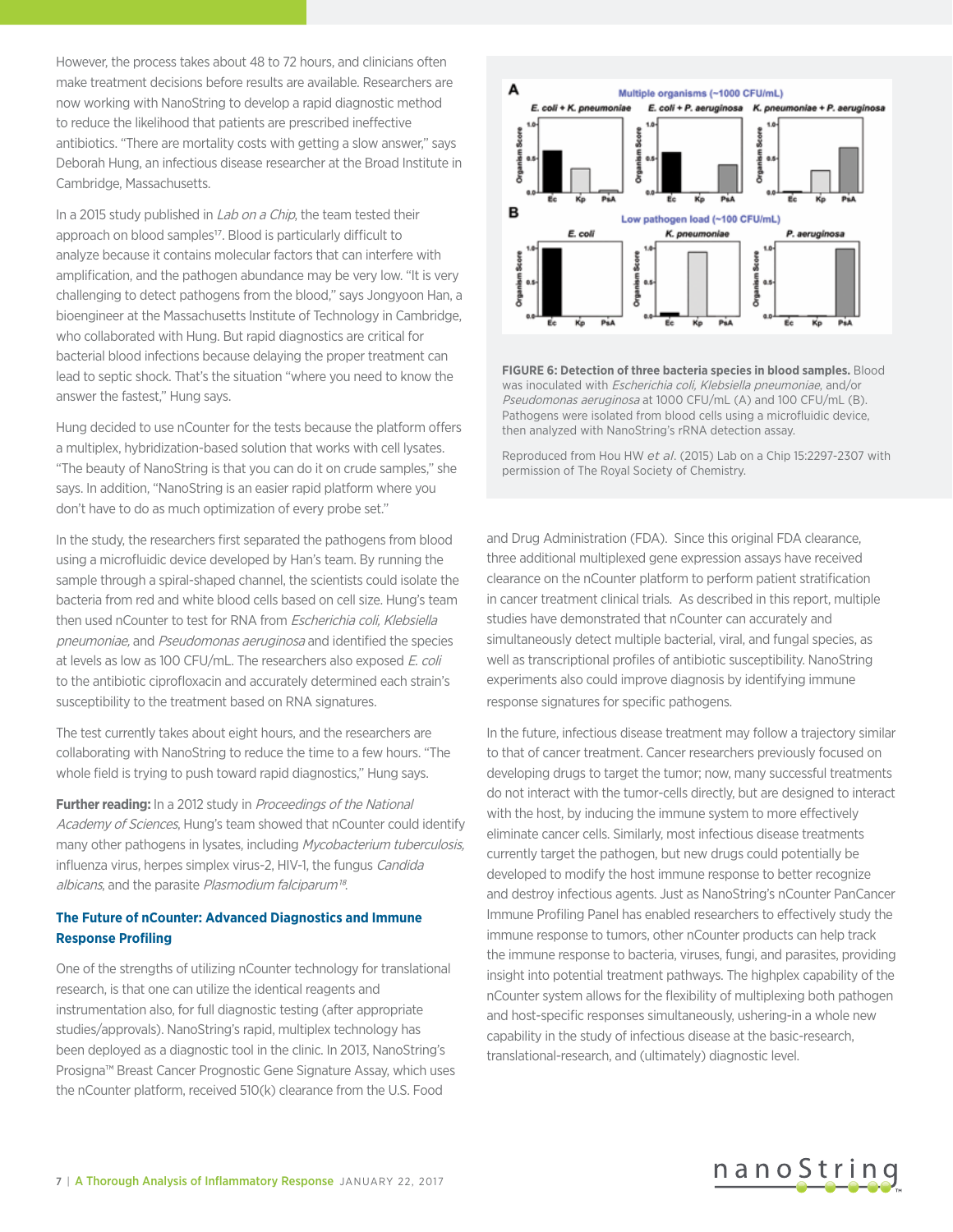However, the process takes about 48 to 72 hours, and clinicians often make treatment decisions before results are available. Researchers are now working with NanoString to develop a rapid diagnostic method to reduce the likelihood that patients are prescribed ineffective antibiotics. "There are mortality costs with getting a slow answer," says Deborah Hung, an infectious disease researcher at the Broad Institute in Cambridge, Massachusetts.

In a 2015 study published in *Lab on a Chip*, the team tested their approach on blood samples[17]. Blood is particularly difficult to analyze because it contains molecular factors that can interfere with amplification, and the pathogen abundance may be very low. "It is very challenging to detect pathogens from the blood," says Jongyoon Han, a bioengineer at the Massachusetts Institute of Technology in Cambridge, who collaborated with Hung. But rapid diagnostics are critical for bacterial blood infections because delaying the proper treatment can lead to septic shock. That's the situation "where you need to know the answer the fastest," Hung says.

Hung decided to use nCounter for the tests because the platform offers a multiplex, hybridization-based solution that works with cell lysates. "The beauty of NanoString is that you can do it on crude samples," she says. In addition, "NanoString is an easier rapid platform where you don't have to do as much optimization of every probe set."

In the study, the researchers first separated the pathogens from blood using a microfluidic device developed by Han's team. By running the sample through a spiral-shaped channel, the scientists could isolate the bacteria from red and white blood cells based on cell size. Hung's team then used nCounter to test for RNA from *Escherichia coli, Klebsiella pneumoniae,* and *Pseudomonas aeruginosa* and identified the species at levels as low as 100 CFU/mL. The researchers also exposed *E. coli* to the antibiotic ciprofloxacin and accurately determined each strain's susceptibility to the treatment based on RNA signatures.

The test currently takes about eight hours, and the researchers are collaborating with NanoString to reduce the time to a few hours. "The whole field is trying to push toward rapid diagnostics," Hung says.

**Further reading:** In a 2012 study in *Proceedings of the National Academy of Sciences*, Hung's team showed that nCounter could identify many other pathogens in lysates, including *Mycobacterium tuberculosis*, influenza virus, herpes simplex virus-2, HIV-1, the fungus *Candida albicans*, and the parasite *Plasmodium falciparum*[18].

### The Future of nCounter: Advanced Diagnostics and Immune Response Profiling

One of the strengths of utilizing nCounter technology for translational research, is that one can utilize the identical reagents and instrumentation also, for full diagnostic testing (after appropriate studies/approvals). NanoString's rapid, multiplex technology has been deployed as a diagnostic tool in the clinic. In 2013, NanoString's Prosigna™ Breast Cancer Prognostic Gene Signature Assay, which uses the nCounter platform, received 510(k) clearance from the U.S. Food and Drug Administration (FDA). Since this original FDA clearance, three additional multiplexed gene expression assays have received clearance on the nCounter platform to perform patient stratification in cancer treatment clinical trials. As described in this report, multiple studies have demonstrated that nCounter can accurately and simultaneously detect multiple bacterial, viral, and fungal species, as well as transcriptional profiles of antibiotic susceptibility. NanoString experiments also could improve diagnosis by identifying immune response signatures for specific pathogens.

**FIGURE 6: Detection of three bacteria species in blood samples.** Blood was inoculated with *Escherichia coli, Klebsiella pneumoniae*, and/or *Pseudomonas aeruginosa* at 1000 CFU/mL (A) and 100 CFU/mL (B). Pathogens were isolated from blood cells using a microfluidic device, then analyzed with NanoString's rRNA detection assay.

Reproduced from Hou HW *et al*. (2015) Lab on a Chip 15:2297-2307 with permission of The Royal Society of Chemistry.

In the future, infectious disease treatment may follow a trajectory similar to that of cancer treatment. Cancer researchers previously focused on developing drugs to target the tumor; now, many successful treatments do not interact with the tumor-cells directly, but are designed to interact with the host, by inducing the immune system to more effectively eliminate cancer cells. Similarly, most infectious disease treatments currently target the pathogen, but new drugs could potentially be developed to modify the host immune response to better recognize and destroy infectious agents. Just as NanoString's nCounter PanCancer Immune Profiling Panel has enabled researchers to effectively study the immune response to tumors, other nCounter products can help track the immune response to bacteria, viruses, fungi, and parasites, providing insight into potential treatment pathways. The highplex capability of the nCounter system allows for the flexibility of multiplexing both pathogen and host-specific responses simultaneously, ushering-in a whole new capability in the study of infectious disease at the basic-research, translational-research, and (ultimately) diagnostic level.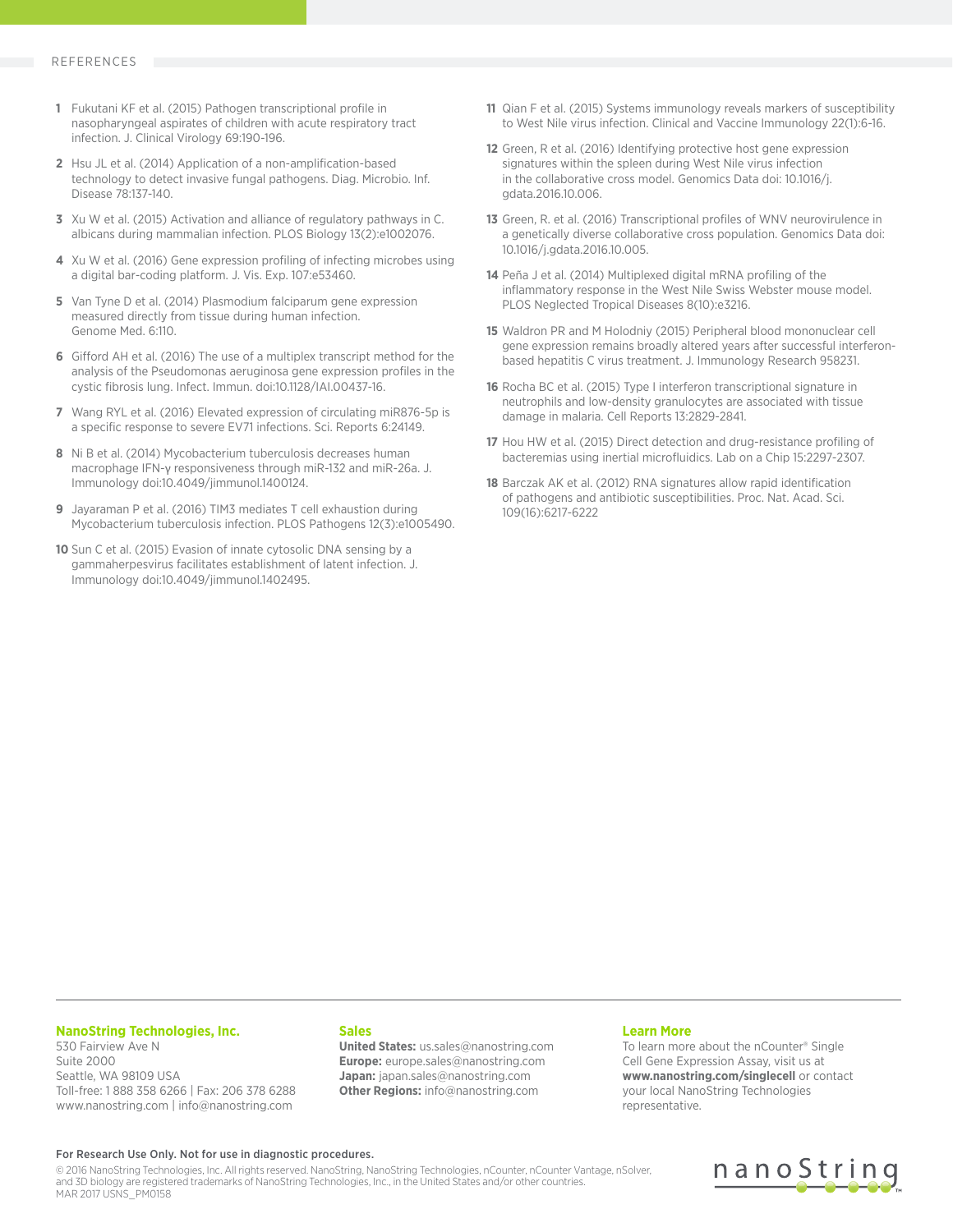## REFERENCES

1. Fukutani KF et al. (2015) Pathogen transcriptional profile in nasopharyngeal aspirates of children with acute respiratory tract infection. J. Clinical Virology 69:190-196.
2. Hsu JL et al. (2014) Application of a non-amplification-based technology to detect invasive fungal pathogens. Diag. Microbio. Inf. Disease 78:137-140.
3. Xu W et al. (2015) Activation and alliance of regulatory pathways in C. albicans during mammalian infection. PLOS Biology 13(2):e1002076.
4. Xu W et al. (2016) Gene expression profiling of infecting microbes using a digital bar-coding platform. J. Vis. Exp. 107:e53460.
5. Van Tyne D et al. (2014) Plasmodium falciparum gene expression measured directly from tissue during human infection. Genome Med. 6:110.
6. Gifford AH et al. (2016) The use of a multiplex transcript method for the analysis of the Pseudomonas aeruginosa gene expression profiles in the cystic fibrosis lung. Infect. Immun. doi:10.1128/IAI.00437-16.
7. Wang RYL et al. (2016) Elevated expression of circulating miR876-5p is a specific response to severe EV71 infections. Sci. Reports 6:24149.
8. Ni B et al. (2014) Mycobacterium tuberculosis decreases human macrophage IFN-γ responsiveness through miR-132 and miR-26a. J. Immunology doi:10.4049/jimmunol.1400124.
9. Jayaraman P et al. (2016) TIM3 mediates T cell exhaustion during Mycobacterium tuberculosis infection. PLOS Pathogens 12(3):e1005490.
10. Sun C et al. (2015) Evasion of innate cytosolic DNA sensing by a gammaherpesvirus facilitates establishment of latent infection. J. Immunology doi:10.4049/jimmunol.1402495.
11. Qian F et al. (2015) Systems immunology reveals markers of susceptibility to West Nile virus infection. Clinical and Vaccine Immunology 22(1):6-16.
12. Green, R et al. (2016) Identifying protective host gene expression signatures within the spleen during West Nile virus infection in the collaborative cross model. Genomics Data doi: 10.1016/j.gdata.2016.10.006.
13. Green, R. et al. (2016) Transcriptional profiles of WNV neurovirulence in a genetically diverse collaborative cross population. Genomics Data doi: 10.1016/j.gdata.2016.10.005.
14. Peña J et al. (2014) Multiplexed digital mRNA profiling of the inflammatory response in the West Nile Swiss Webster mouse model. PLOS Neglected Tropical Diseases 8(10):e3216.
15. Waldron PR and M Holodniy (2015) Peripheral blood mononuclear cell gene expression remains broadly altered years after successful interferon-based hepatitis C virus treatment. J. Immunology Research 958231.
16. Rocha BC et al. (2015) Type I interferon transcriptional signature in neutrophils and low-density granulocytes are associated with tissue damage in malaria. Cell Reports 13:2829-2841.
17. Hou HW et al. (2015) Direct detection and drug-resistance profiling of bacteremias using inertial microfluidics. Lab on a Chip 15:2297-2307.
18. Barczak AK et al. (2012) RNA signatures allow rapid identification of pathogens and antibiotic susceptibilities. Proc. Nat. Acad. Sci. 109(16):6217-6222

**NanoString Technologies, Inc.**
530 Fairview Ave N
Suite 2000
Seattle, WA 98109 USA
Toll-free: 1 888 358 6266 | Fax: 206 378 6288
www.nanostring.com | info@nanostring.com

**Sales**
**United States:** us.sales@nanostring.com
**Europe:** europe.sales@nanostring.com
**Japan:** japan.sales@nanostring.com
**Other Regions:** info@nanostring.com

**Learn More**
To learn more about the nCounter® Single Cell Gene Expression Assay, visit us at **www.nanostring.com/singlecell** or contact your local NanoString Technologies representative.

**For Research Use Only. Not for use in diagnostic procedures.**

© 2016 NanoString Technologies, Inc. All rights reserved. NanoString, NanoString Technologies, nCounter, nCounter Vantage, nSolver, and 3D biology are registered trademarks of NanoString Technologies, Inc., in the United States and/or other countries.
MAR 2017 USNS_PM0158

nanoString™